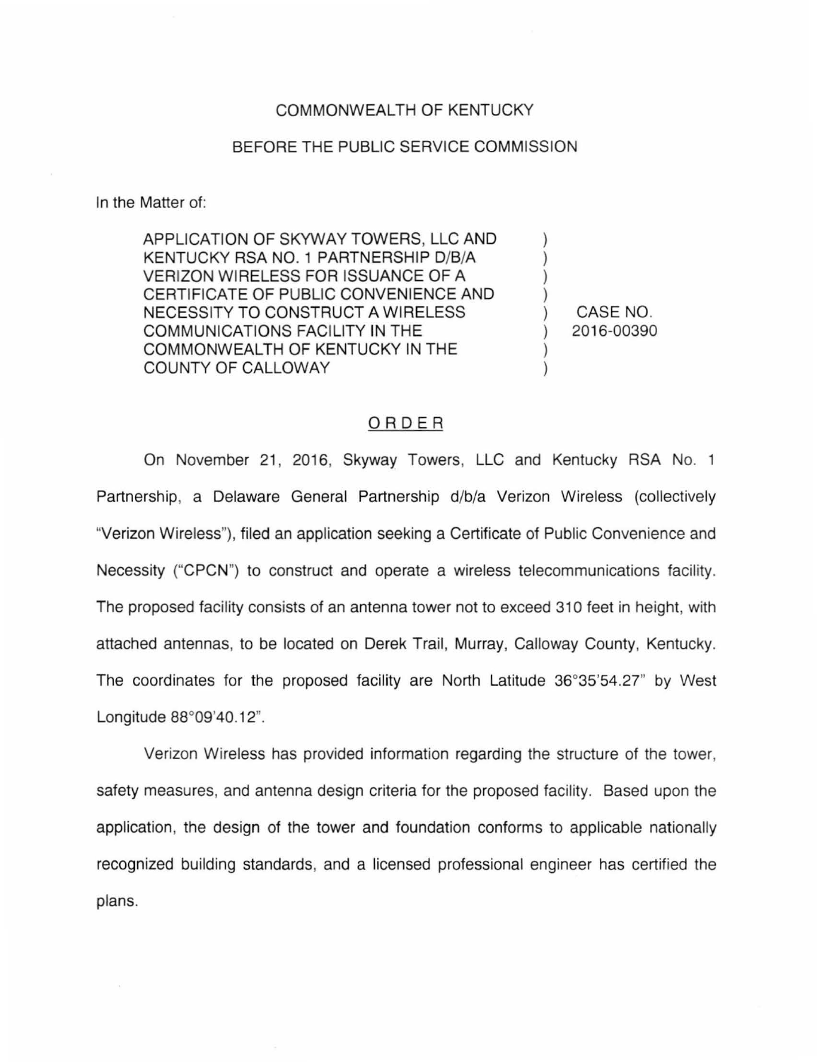COMMONWEALTH OF KENTUCKY

BEFORE THE PUBLIC SERVICE COMMISSION

In the Matter of:

| | | |
|---|---|---|
| APPLICATION OF SKYWAY TOWERS, LLC AND KENTUCKY RSA NO. 1 PARTNERSHIP D/B/A VERIZON WIRELESS FOR ISSUANCE OF A CERTIFICATE OF PUBLIC CONVENIENCE AND NECESSITY TO CONSTRUCT A WIRELESS COMMUNICATIONS FACILITY IN THE COMMONWEALTH OF KENTUCKY IN THE COUNTY OF CALLOWAY | ) | CASE NO. 2016-00390 |

## ORDER

On November 21, 2016, Skyway Towers, LLC and Kentucky RSA No. 1 Partnership, a Delaware General Partnership d/b/a Verizon Wireless (collectively "Verizon Wireless"), filed an application seeking a Certificate of Public Convenience and Necessity ("CPCN") to construct and operate a wireless telecommunications facility. The proposed facility consists of an antenna tower not to exceed 310 feet in height, with attached antennas, to be located on Derek Trail, Murray, Calloway County, Kentucky. The coordinates for the proposed facility are North Latitude 36°35'54.27" by West Longitude 88°09'40.12".

Verizon Wireless has provided information regarding the structure of the tower, safety measures, and antenna design criteria for the proposed facility. Based upon the application, the design of the tower and foundation conforms to applicable nationally recognized building standards, and a licensed professional engineer has certified the plans.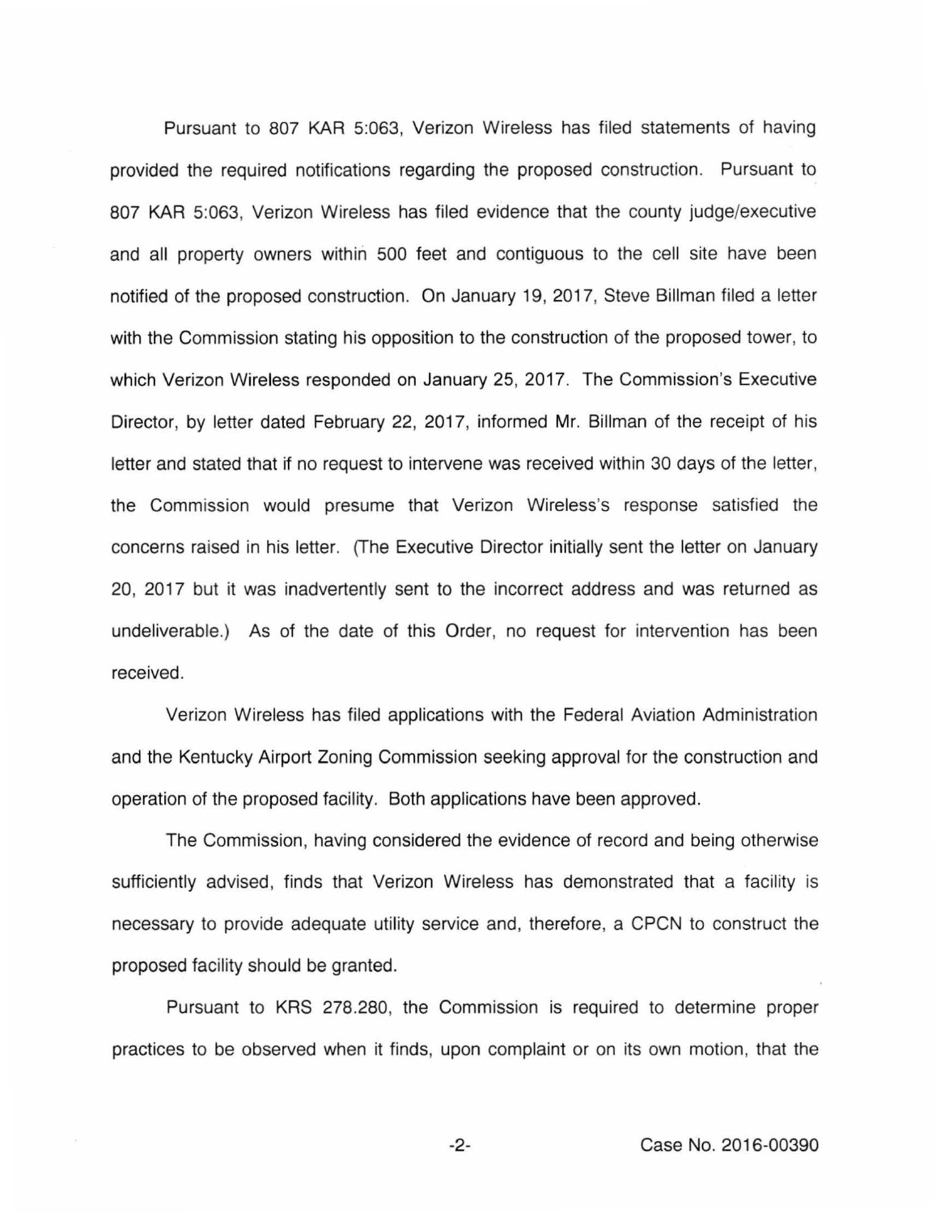Pursuant to 807 KAR 5:063, Verizon Wireless has filed statements of having provided the required notifications regarding the proposed construction. Pursuant to 807 KAR 5:063, Verizon Wireless has filed evidence that the county judge/executive and all property owners within 500 feet and contiguous to the cell site have been notified of the proposed construction. On January 19, 2017, Steve Billman filed a letter with the Commission stating his opposition to the construction of the proposed tower, to which Verizon Wireless responded on January 25, 2017. The Commission's Executive Director, by letter dated February 22, 2017, informed Mr. Billman of the receipt of his letter and stated that if no request to intervene was received within 30 days of the letter, the Commission would presume that Verizon Wireless's response satisfied the concerns raised in his letter. (The Executive Director initially sent the letter on January 20, 2017 but it was inadvertently sent to the incorrect address and was returned as undeliverable.) As of the date of this Order, no request for intervention has been received.

Verizon Wireless has filed applications with the Federal Aviation Administration and the Kentucky Airport Zoning Commission seeking approval for the construction and operation of the proposed facility. Both applications have been approved.

The Commission, having considered the evidence of record and being otherwise sufficiently advised, finds that Verizon Wireless has demonstrated that a facility is necessary to provide adequate utility service and, therefore, a CPCN to construct the proposed facility should be granted.

Pursuant to KRS 278.280, the Commission is required to determine proper practices to be observed when it finds, upon complaint or on its own motion, that the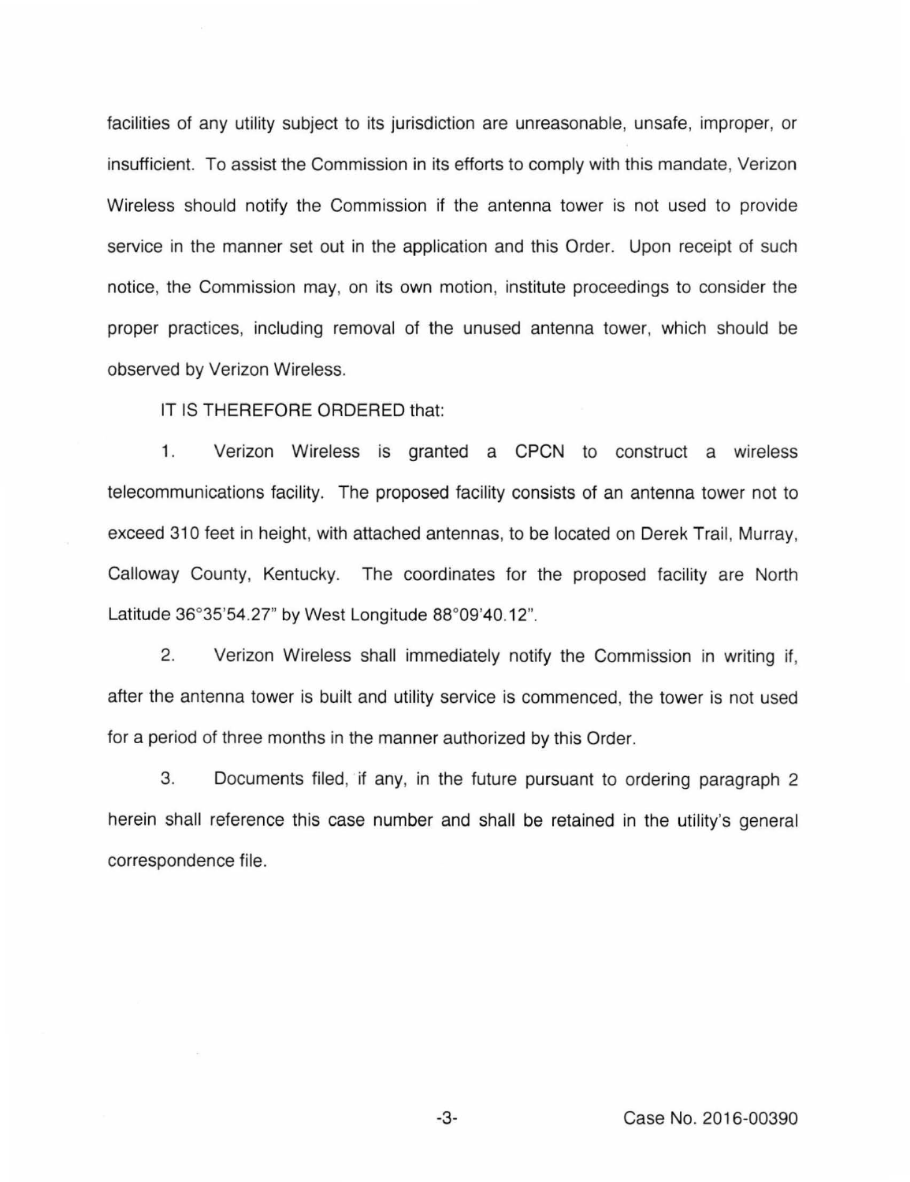facilities of any utility subject to its jurisdiction are unreasonable, unsafe, improper, or insufficient. To assist the Commission in its efforts to comply with this mandate, Verizon Wireless should notify the Commission if the antenna tower is not used to provide service in the manner set out in the application and this Order. Upon receipt of such notice, the Commission may, on its own motion, institute proceedings to consider the proper practices, including removal of the unused antenna tower, which should be observed by Verizon Wireless.

IT IS THEREFORE ORDERED that:

1. Verizon Wireless is granted a CPCN to construct a wireless telecommunications facility. The proposed facility consists of an antenna tower not to exceed 310 feet in height, with attached antennas, to be located on Derek Trail, Murray, Calloway County, Kentucky. The coordinates for the proposed facility are North Latitude 36°35'54.27" by West Longitude 88°09'40.12".

2. Verizon Wireless shall immediately notify the Commission in writing if, after the antenna tower is built and utility service is commenced, the tower is not used for a period of three months in the manner authorized by this Order.

3. Documents filed, if any, in the future pursuant to ordering paragraph 2 herein shall reference this case number and shall be retained in the utility's general correspondence file.

Case No. 2016-00390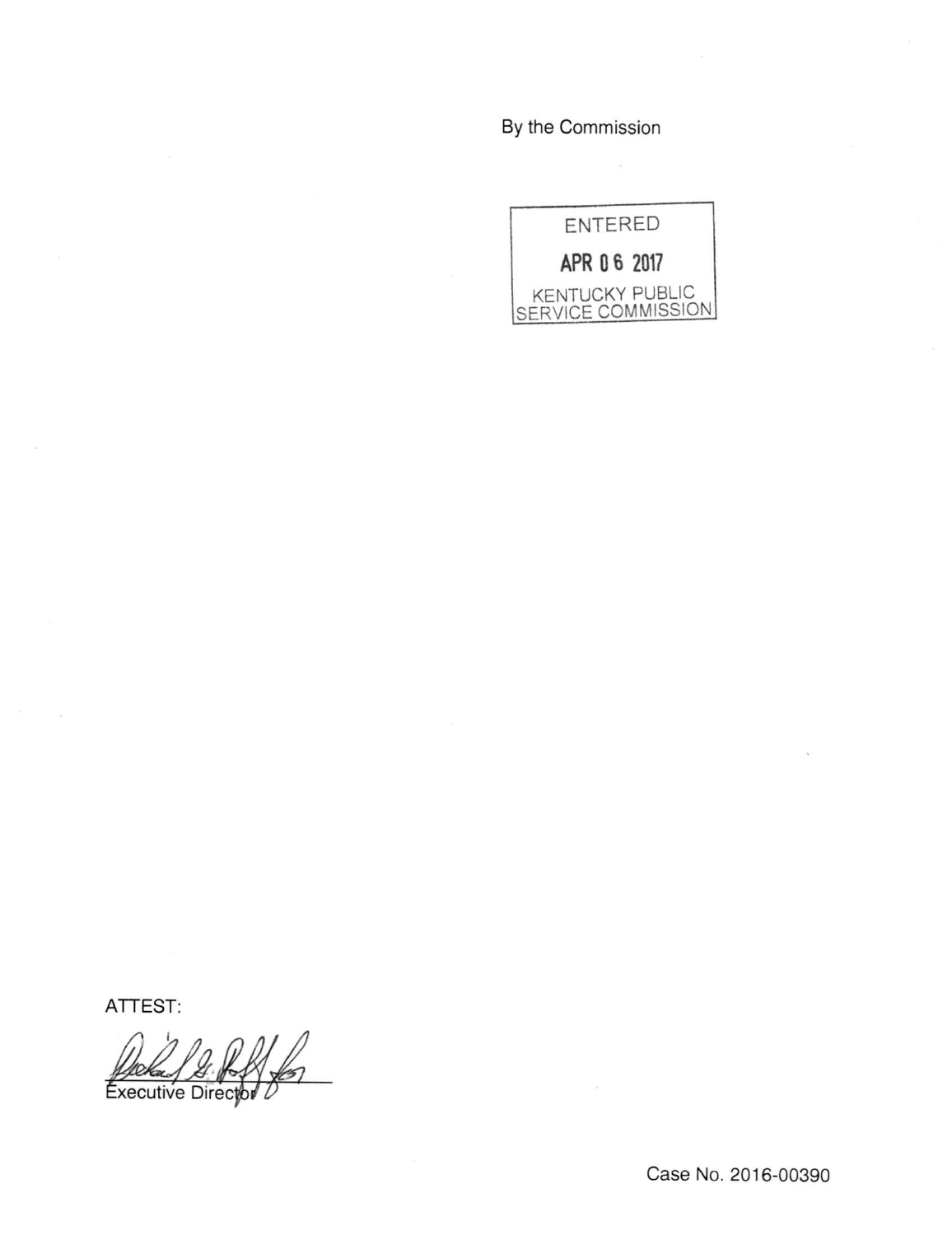By the Commission

ENTERED

APR 06 2017

KENTUCKY PUBLIC SERVICE COMMISSION

ATTEST:

Executive Director

Case No. 2016-00390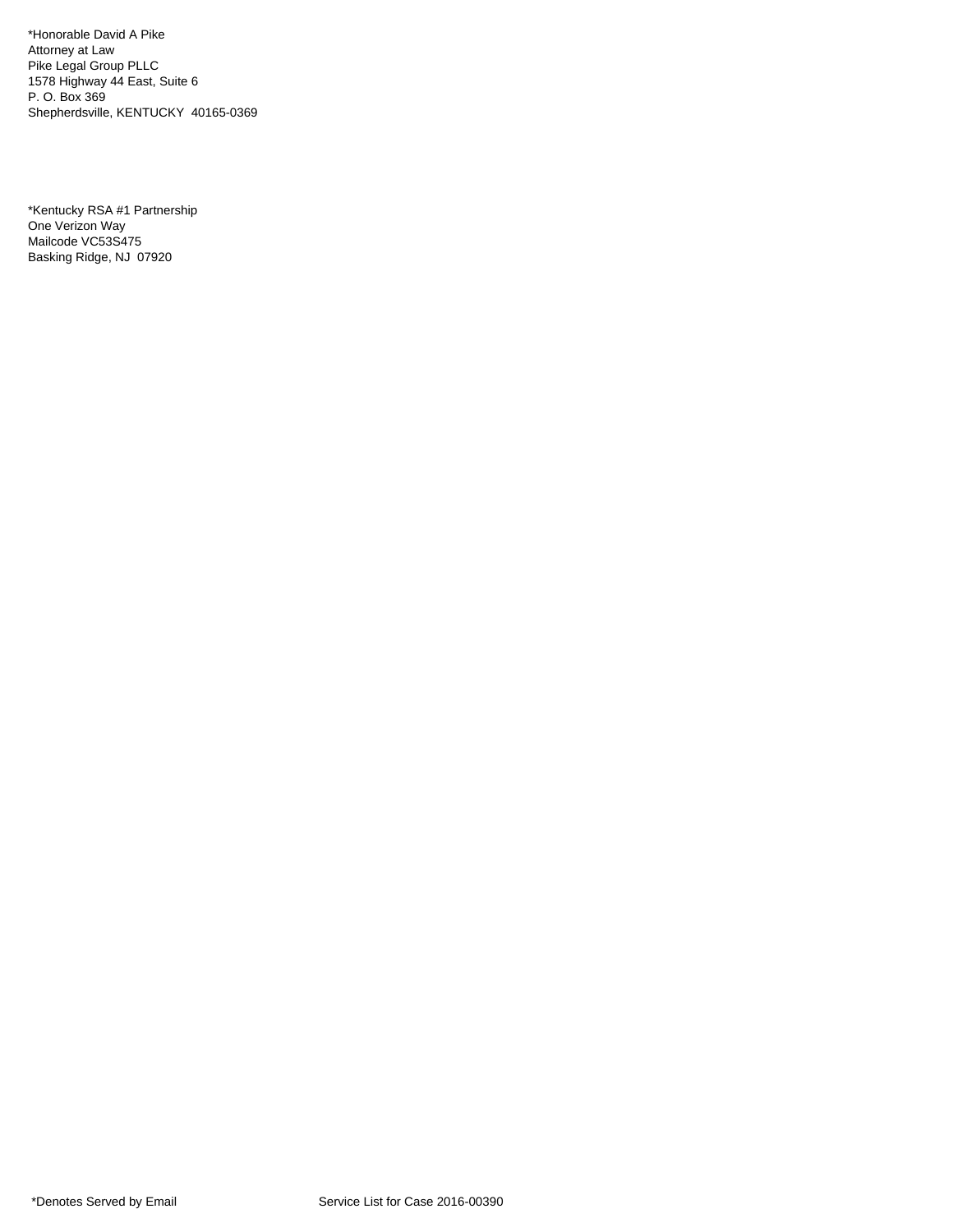*Honorable David A Pike
Attorney at Law
Pike Legal Group PLLC
1578 Highway 44 East, Suite 6
P. O. Box 369
Shepherdsville, KENTUCKY  40165-0369

*Kentucky RSA #1 Partnership
One Verizon Way
Mailcode VC53S475
Basking Ridge, NJ  07920

*Denotes Served by Email

Service List for Case 2016-00390